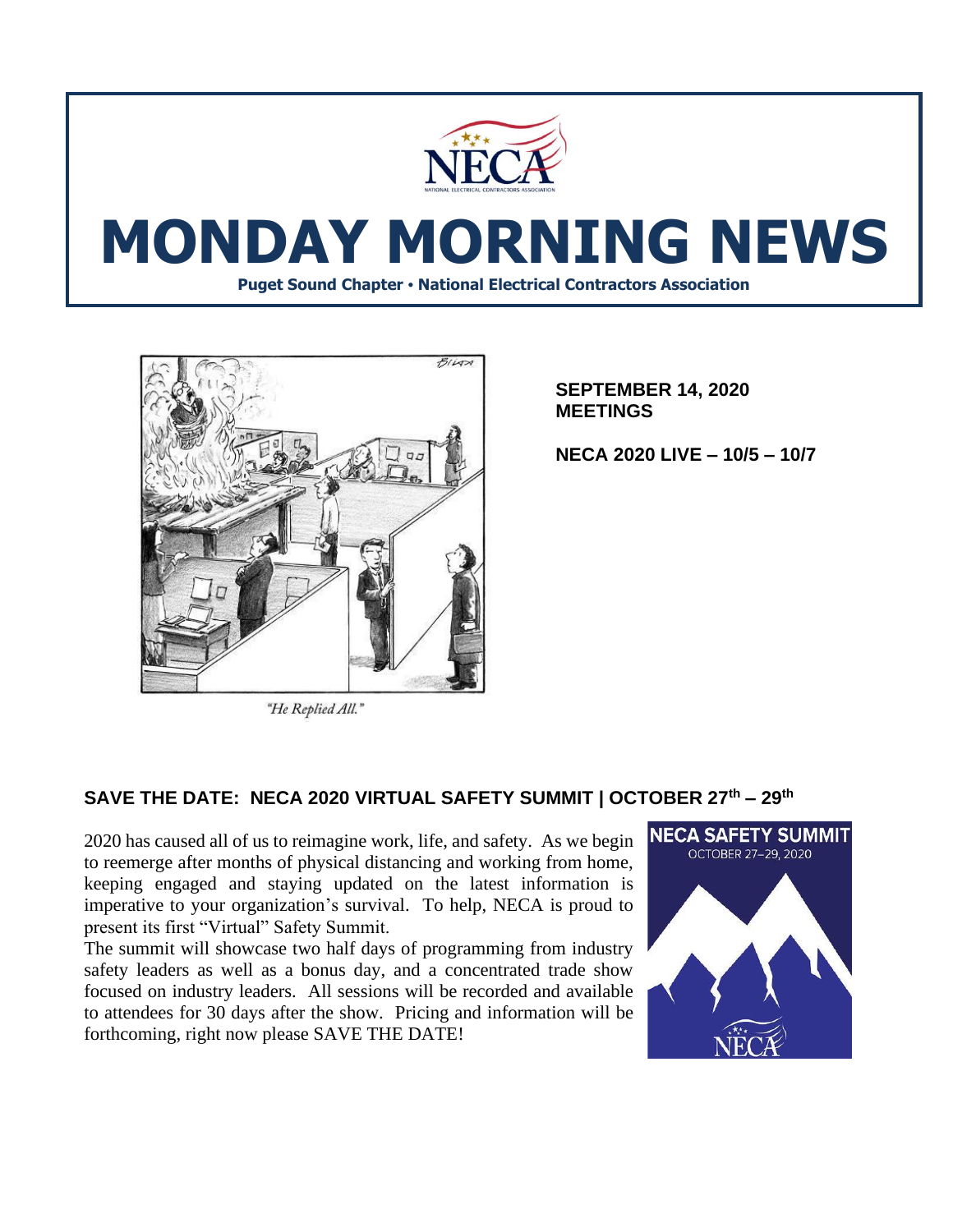# MONDAY MORNING NEWS

**Puget Sound Chapter • National Electrical Contractors Association**

"He Replied All."

**SEPTEMBER 14, 2020 MEETINGS**

**NECA 2020 LIVE – 10/5 – 10/7**

## SAVE THE DATE: NECA 2020 VIRTUAL SAFETY SUMMIT | OCTOBER 27th – 29th

2020 has caused all of us to reimagine work, life, and safety. As we begin to reemerge after months of physical distancing and working from home, keeping engaged and staying updated on the latest information is imperative to your organization's survival. To help, NECA is proud to present its first "Virtual" Safety Summit.

The summit will showcase two half days of programming from industry safety leaders as well as a bonus day, and a concentrated trade show focused on industry leaders. All sessions will be recorded and available to attendees for 30 days after the show. Pricing and information will be forthcoming, right now please SAVE THE DATE!

NECA SAFETY SUMMIT
OCTOBER 27–29, 2020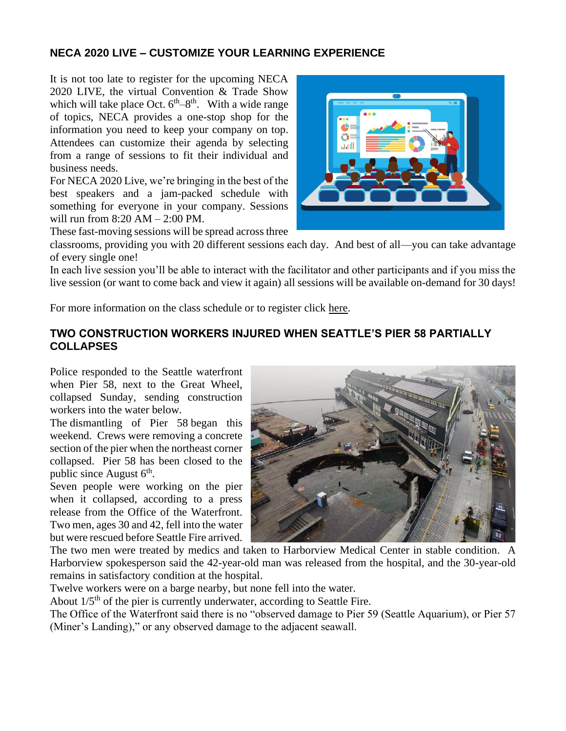## NECA 2020 LIVE – CUSTOMIZE YOUR LEARNING EXPERIENCE

It is not too late to register for the upcoming NECA 2020 LIVE, the virtual Convention & Trade Show which will take place Oct. 6th–8th. With a wide range of topics, NECA provides a one-stop shop for the information you need to keep your company on top. Attendees can customize their agenda by selecting from a range of sessions to fit their individual and business needs.

For NECA 2020 Live, we're bringing in the best of the best speakers and a jam-packed schedule with something for everyone in your company. Sessions will run from 8:20 AM – 2:00 PM.

These fast-moving sessions will be spread across three classrooms, providing you with 20 different sessions each day. And best of all—you can take advantage of every single one!

In each live session you'll be able to interact with the facilitator and other participants and if you miss the live session (or want to come back and view it again) all sessions will be available on-demand for 30 days!

For more information on the class schedule or to register click here.

## TWO CONSTRUCTION WORKERS INJURED WHEN SEATTLE'S PIER 58 PARTIALLY COLLAPSES

Police responded to the Seattle waterfront when Pier 58, next to the Great Wheel, collapsed Sunday, sending construction workers into the water below.

The dismantling of Pier 58 began this weekend. Crews were removing a concrete section of the pier when the northeast corner collapsed. Pier 58 has been closed to the public since August 6th.

Seven people were working on the pier when it collapsed, according to a press release from the Office of the Waterfront. Two men, ages 30 and 42, fell into the water but were rescued before Seattle Fire arrived.

The two men were treated by medics and taken to Harborview Medical Center in stable condition. A Harborview spokesperson said the 42-year-old man was released from the hospital, and the 30-year-old remains in satisfactory condition at the hospital.

Twelve workers were on a barge nearby, but none fell into the water.

About 1/5th of the pier is currently underwater, according to Seattle Fire.

The Office of the Waterfront said there is no "observed damage to Pier 59 (Seattle Aquarium), or Pier 57 (Miner's Landing)," or any observed damage to the adjacent seawall.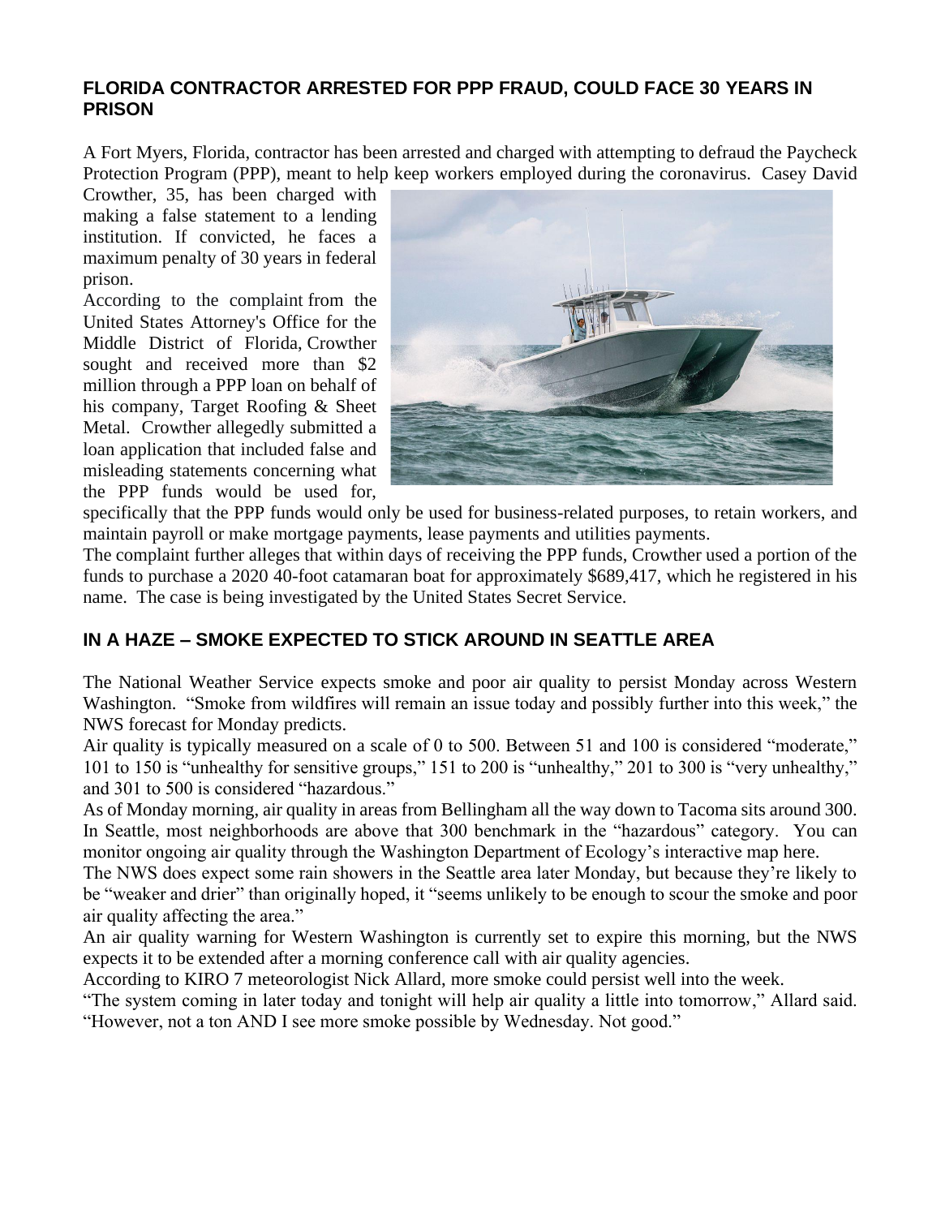## FLORIDA CONTRACTOR ARRESTED FOR PPP FRAUD, COULD FACE 30 YEARS IN PRISON

A Fort Myers, Florida, contractor has been arrested and charged with attempting to defraud the Paycheck Protection Program (PPP), meant to help keep workers employed during the coronavirus. Casey David Crowther, 35, has been charged with making a false statement to a lending institution. If convicted, he faces a maximum penalty of 30 years in federal prison.

According to the complaint from the United States Attorney's Office for the Middle District of Florida, Crowther sought and received more than $2 million through a PPP loan on behalf of his company, Target Roofing & Sheet Metal. Crowther allegedly submitted a loan application that included false and misleading statements concerning what the PPP funds would be used for, specifically that the PPP funds would only be used for business-related purposes, to retain workers, and maintain payroll or make mortgage payments, lease payments and utilities payments.

The complaint further alleges that within days of receiving the PPP funds, Crowther used a portion of the funds to purchase a 2020 40-foot catamaran boat for approximately $689,417, which he registered in his name. The case is being investigated by the United States Secret Service.

## IN A HAZE – SMOKE EXPECTED TO STICK AROUND IN SEATTLE AREA

The National Weather Service expects smoke and poor air quality to persist Monday across Western Washington. "Smoke from wildfires will remain an issue today and possibly further into this week," the NWS forecast for Monday predicts.

Air quality is typically measured on a scale of 0 to 500. Between 51 and 100 is considered "moderate," 101 to 150 is "unhealthy for sensitive groups," 151 to 200 is "unhealthy," 201 to 300 is "very unhealthy," and 301 to 500 is considered "hazardous."

As of Monday morning, air quality in areas from Bellingham all the way down to Tacoma sits around 300. In Seattle, most neighborhoods are above that 300 benchmark in the "hazardous" category. You can monitor ongoing air quality through the Washington Department of Ecology's interactive map here.

The NWS does expect some rain showers in the Seattle area later Monday, but because they're likely to be "weaker and drier" than originally hoped, it "seems unlikely to be enough to scour the smoke and poor air quality affecting the area."

An air quality warning for Western Washington is currently set to expire this morning, but the NWS expects it to be extended after a morning conference call with air quality agencies.

According to KIRO 7 meteorologist Nick Allard, more smoke could persist well into the week.

"The system coming in later today and tonight will help air quality a little into tomorrow," Allard said. "However, not a ton AND I see more smoke possible by Wednesday. Not good."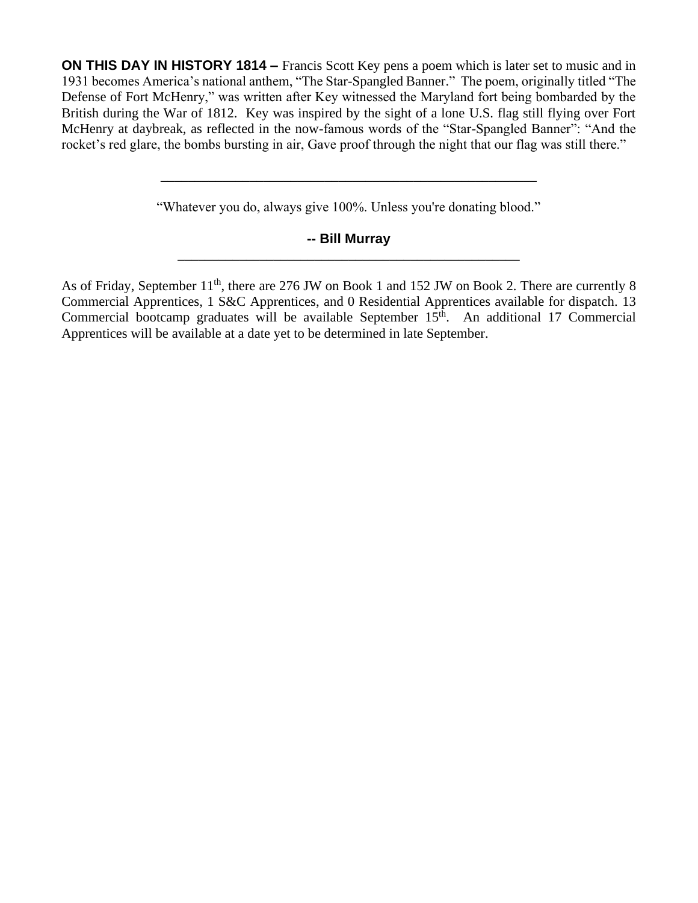**ON THIS DAY IN HISTORY 1814 –** Francis Scott Key pens a poem which is later set to music and in 1931 becomes America's national anthem, "The Star-Spangled Banner." The poem, originally titled "The Defense of Fort McHenry," was written after Key witnessed the Maryland fort being bombarded by the British during the War of 1812. Key was inspired by the sight of a lone U.S. flag still flying over Fort McHenry at daybreak, as reflected in the now-famous words of the "Star-Spangled Banner": "And the rocket's red glare, the bombs bursting in air, Gave proof through the night that our flag was still there."

---

"Whatever you do, always give 100%. Unless you're donating blood."

**-- Bill Murray**

---

As of Friday, September 11th, there are 276 JW on Book 1 and 152 JW on Book 2. There are currently 8 Commercial Apprentices, 1 S&C Apprentices, and 0 Residential Apprentices available for dispatch. 13 Commercial bootcamp graduates will be available September 15th. An additional 17 Commercial Apprentices will be available at a date yet to be determined in late September.